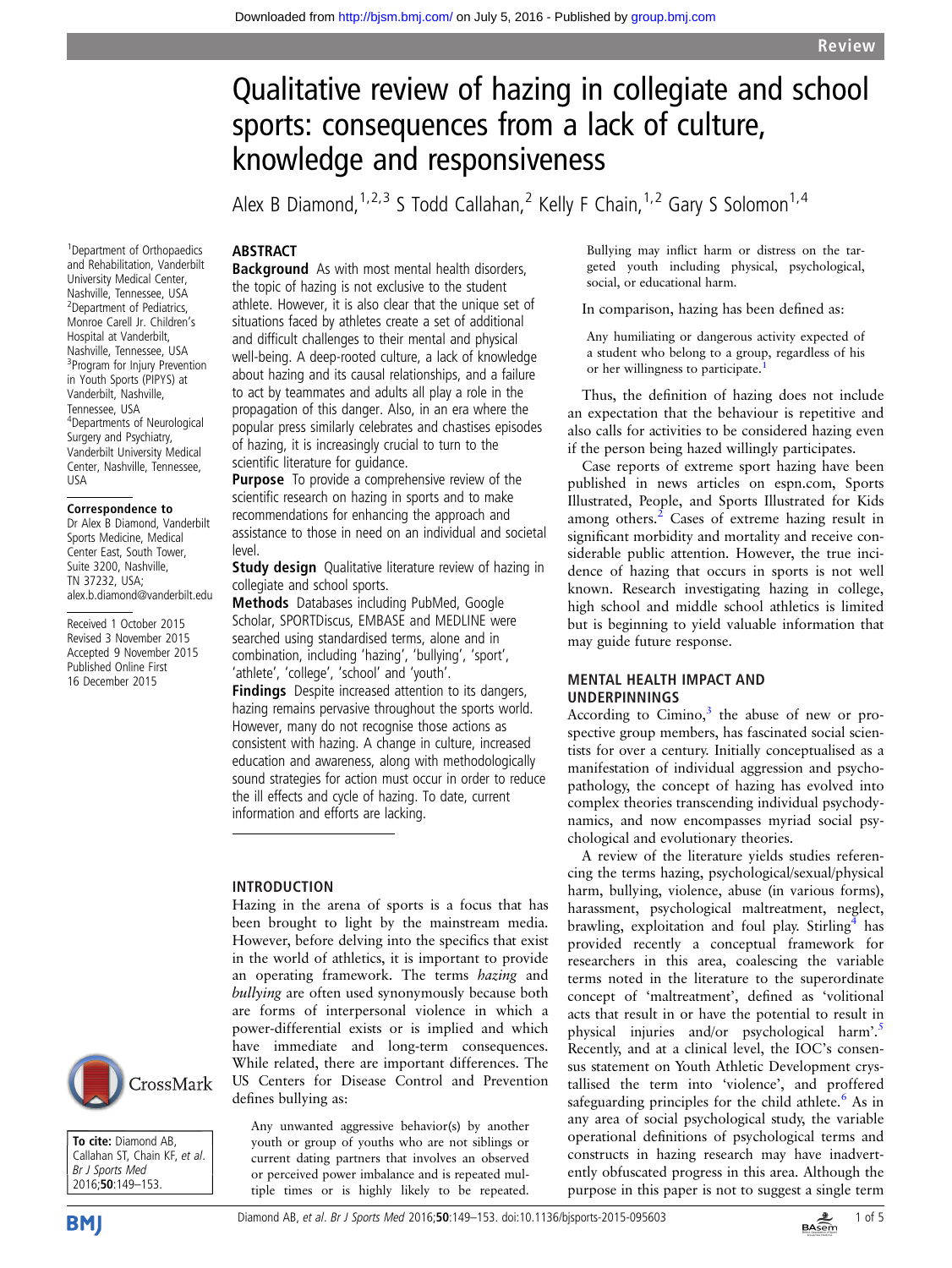Review

# Qualitative review of hazing in collegiate and school sports: consequences from a lack of culture, knowledge and responsiveness

Alex B Diamond,[1,2,3] S Todd Callahan,[2] Kelly F Chain,[1,2] Gary S Solomon[1,4]

[1]Department of Orthopaedics and Rehabilitation, Vanderbilt University Medical Center, Nashville, Tennessee, USA
[2]Department of Pediatrics, Monroe Carell Jr. Children's Hospital at Vanderbilt, Nashville, Tennessee, USA
[3]Program for Injury Prevention in Youth Sports (PIPYS) at Vanderbilt, Nashville, Tennessee, USA
[4]Departments of Neurological Surgery and Psychiatry, Vanderbilt University Medical Center, Nashville, Tennessee, USA

**Correspondence to**
Dr Alex B Diamond, Vanderbilt Sports Medicine, Medical Center East, South Tower, Suite 3200, Nashville, TN 37232, USA; alex.b.diamond@vanderbilt.edu

Received 1 October 2015
Revised 3 November 2015
Accepted 9 November 2015
Published Online First 16 December 2015

**To cite:** Diamond AB, Callahan ST, Chain KF, *et al*. *Br J Sports Med* 2016;**50**:149–153.

## ABSTRACT

**Background** As with most mental health disorders, the topic of hazing is not exclusive to the student athlete. However, it is also clear that the unique set of situations faced by athletes create a set of additional and difficult challenges to their mental and physical well-being. A deep-rooted culture, a lack of knowledge about hazing and its causal relationships, and a failure to act by teammates and adults all play a role in the propagation of this danger. Also, in an era where the popular press similarly celebrates and chastises episodes of hazing, it is increasingly crucial to turn to the scientific literature for guidance.

**Purpose** To provide a comprehensive review of the scientific research on hazing in sports and to make recommendations for enhancing the approach and assistance to those in need on an individual and societal level.

**Study design** Qualitative literature review of hazing in collegiate and school sports.

**Methods** Databases including PubMed, Google Scholar, SPORTDiscus, EMBASE and MEDLINE were searched using standardised terms, alone and in combination, including 'hazing', 'bullying', 'sport', 'athlete', 'college', 'school' and 'youth'.

**Findings** Despite increased attention to its dangers, hazing remains pervasive throughout the sports world. However, many do not recognise those actions as consistent with hazing. A change in culture, increased education and awareness, along with methodologically sound strategies for action must occur in order to reduce the ill effects and cycle of hazing. To date, current information and efforts are lacking.

## INTRODUCTION

Hazing in the arena of sports is a focus that has been brought to light by the mainstream media. However, before delving into the specifics that exist in the world of athletics, it is important to provide an operating framework. The terms *hazing* and *bullying* are often used synonymously because both are forms of interpersonal violence in which a power-differential exists or is implied and which have immediate and long-term consequences. While related, there are important differences. The US Centers for Disease Control and Prevention defines bullying as:

> Any unwanted aggressive behavior(s) by another youth or group of youths who are not siblings or current dating partners that involves an observed or perceived power imbalance and is repeated multiple times or is highly likely to be repeated. Bullying may inflict harm or distress on the targeted youth including physical, psychological, social, or educational harm.

In comparison, hazing has been defined as:

> Any humiliating or dangerous activity expected of a student who belong to a group, regardless of his or her willingness to participate.[1]

Thus, the definition of hazing does not include an expectation that the behaviour is repetitive and also calls for activities to be considered hazing even if the person being hazed willingly participates.

Case reports of extreme sport hazing have been published in news articles on espn.com, Sports Illustrated, People, and Sports Illustrated for Kids among others.[2] Cases of extreme hazing result in significant morbidity and mortality and receive considerable public attention. However, the true incidence of hazing that occurs in sports is not well known. Research investigating hazing in college, high school and middle school athletics is limited but is beginning to yield valuable information that may guide future response.

## MENTAL HEALTH IMPACT AND UNDERPINNINGS

According to Cimino,[3] the abuse of new or prospective group members, has fascinated social scientists for over a century. Initially conceptualised as a manifestation of individual aggression and psychopathology, the concept of hazing has evolved into complex theories transcending individual psychodynamics, and now encompasses myriad social psychological and evolutionary theories.

A review of the literature yields studies referencing the terms hazing, psychological/sexual/physical harm, bullying, violence, abuse (in various forms), harassment, psychological maltreatment, neglect, brawling, exploitation and foul play. Stirling[4] has provided recently a conceptual framework for researchers in this area, coalescing the variable terms noted in the literature to the superordinate concept of 'maltreatment', defined as 'volitional acts that result in or have the potential to result in physical injuries and/or psychological harm'.[5] Recently, and at a clinical level, the IOC's consensus statement on Youth Athletic Development crystallised the term into 'violence', and proffered safeguarding principles for the child athlete.[6] As in any area of social psychological study, the variable operational definitions of psychological terms and constructs in hazing research may have inadvertently obfuscated progress in this area. Although the purpose in this paper is not to suggest a single term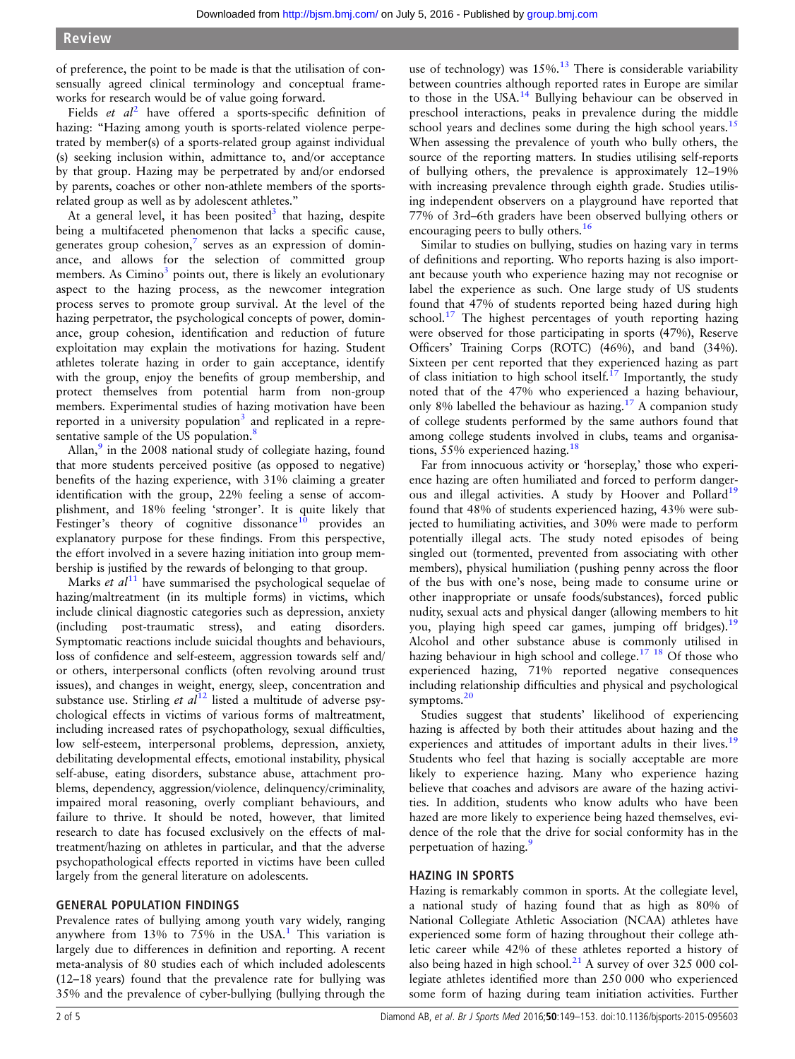of preference, the point to be made is that the utilisation of consensually agreed clinical terminology and conceptual frameworks for research would be of value going forward.

Fields *et al*[2] have offered a sports-specific definition of hazing: "Hazing among youth is sports-related violence perpetrated by member(s) of a sports-related group against individual (s) seeking inclusion within, admittance to, and/or acceptance by that group. Hazing may be perpetrated by and/or endorsed by parents, coaches or other non-athlete members of the sports-related group as well as by adolescent athletes."

At a general level, it has been posited[3] that hazing, despite being a multifaceted phenomenon that lacks a specific cause, generates group cohesion,[7] serves as an expression of dominance, and allows for the selection of committed group members. As Cimino[3] points out, there is likely an evolutionary aspect to the hazing process, as the newcomer integration process serves to promote group survival. At the level of the hazing perpetrator, the psychological concepts of power, dominance, group cohesion, identification and reduction of future exploitation may explain the motivations for hazing. Student athletes tolerate hazing in order to gain acceptance, identify with the group, enjoy the benefits of group membership, and protect themselves from potential harm from non-group members. Experimental studies of hazing motivation have been reported in a university population[3] and replicated in a representative sample of the US population.[8]

Allan,[9] in the 2008 national study of collegiate hazing, found that more students perceived positive (as opposed to negative) benefits of the hazing experience, with 31% claiming a greater identification with the group, 22% feeling a sense of accomplishment, and 18% feeling 'stronger'. It is quite likely that Festinger's theory of cognitive dissonance[10] provides an explanatory purpose for these findings. From this perspective, the effort involved in a severe hazing initiation into group membership is justified by the rewards of belonging to that group.

Marks *et al*[11] have summarised the psychological sequelae of hazing/maltreatment (in its multiple forms) in victims, which include clinical diagnostic categories such as depression, anxiety (including post-traumatic stress), and eating disorders. Symptomatic reactions include suicidal thoughts and behaviours, loss of confidence and self-esteem, aggression towards self and/or others, interpersonal conflicts (often revolving around trust issues), and changes in weight, energy, sleep, concentration and substance use. Stirling *et al*[12] listed a multitude of adverse psychological effects in victims of various forms of maltreatment, including increased rates of psychopathology, sexual difficulties, low self-esteem, interpersonal problems, depression, anxiety, debilitating developmental effects, emotional instability, physical self-abuse, eating disorders, substance abuse, attachment problems, dependency, aggression/violence, delinquency/criminality, impaired moral reasoning, overly compliant behaviours, and failure to thrive. It should be noted, however, that limited research to date has focused exclusively on the effects of maltreatment/hazing on athletes in particular, and that the adverse psychopathological effects reported in victims have been culled largely from the general literature on adolescents.

## GENERAL POPULATION FINDINGS

Prevalence rates of bullying among youth vary widely, ranging anywhere from 13% to 75% in the USA.[1] This variation is largely due to differences in definition and reporting. A recent meta-analysis of 80 studies each of which included adolescents (12–18 years) found that the prevalence rate for bullying was 35% and the prevalence of cyber-bullying (bullying through the use of technology) was 15%.[13] There is considerable variability between countries although reported rates in Europe are similar to those in the USA.[14] Bullying behaviour can be observed in preschool interactions, peaks in prevalence during the middle school years and declines some during the high school years.[15] When assessing the prevalence of youth who bully others, the source of the reporting matters. In studies utilising self-reports of bullying others, the prevalence is approximately 12–19% with increasing prevalence through eighth grade. Studies utilising independent observers on a playground have reported that 77% of 3rd–6th graders have been observed bullying others or encouraging peers to bully others.[16]

Similar to studies on bullying, studies on hazing vary in terms of definitions and reporting. Who reports hazing is also important because youth who experience hazing may not recognise or label the experience as such. One large study of US students found that 47% of students reported being hazed during high school.[17] The highest percentages of youth reporting hazing were observed for those participating in sports (47%), Reserve Officers' Training Corps (ROTC) (46%), and band (34%). Sixteen per cent reported that they experienced hazing as part of class initiation to high school itself.[17] Importantly, the study noted that of the 47% who experienced a hazing behaviour, only 8% labelled the behaviour as hazing.[17] A companion study of college students performed by the same authors found that among college students involved in clubs, teams and organisations, 55% experienced hazing.[18]

Far from innocuous activity or 'horseplay,' those who experience hazing are often humiliated and forced to perform dangerous and illegal activities. A study by Hoover and Pollard[19] found that 48% of students experienced hazing, 43% were subjected to humiliating activities, and 30% were made to perform potentially illegal acts. The study noted episodes of being singled out (tormented, prevented from associating with other members), physical humiliation (pushing penny across the floor of the bus with one's nose, being made to consume urine or other inappropriate or unsafe foods/substances), forced public nudity, sexual acts and physical danger (allowing members to hit you, playing high speed car games, jumping off bridges).[19] Alcohol and other substance abuse is commonly utilised in hazing behaviour in high school and college.[17,18] Of those who experienced hazing, 71% reported negative consequences including relationship difficulties and physical and psychological symptoms.[20]

Studies suggest that students' likelihood of experiencing hazing is affected by both their attitudes about hazing and the experiences and attitudes of important adults in their lives.[19] Students who feel that hazing is socially acceptable are more likely to experience hazing. Many who experience hazing believe that coaches and advisors are aware of the hazing activities. In addition, students who know adults who have been hazed are more likely to experience being hazed themselves, evidence of the role that the drive for social conformity has in the perpetuation of hazing.[9]

## HAZING IN SPORTS

Hazing is remarkably common in sports. At the collegiate level, a national study of hazing found that as high as 80% of National Collegiate Athletic Association (NCAA) athletes have experienced some form of hazing throughout their college athletic career while 42% of these athletes reported a history of also being hazed in high school.[21] A survey of over 325 000 collegiate athletes identified more than 250 000 who experienced some form of hazing during team initiation activities. Further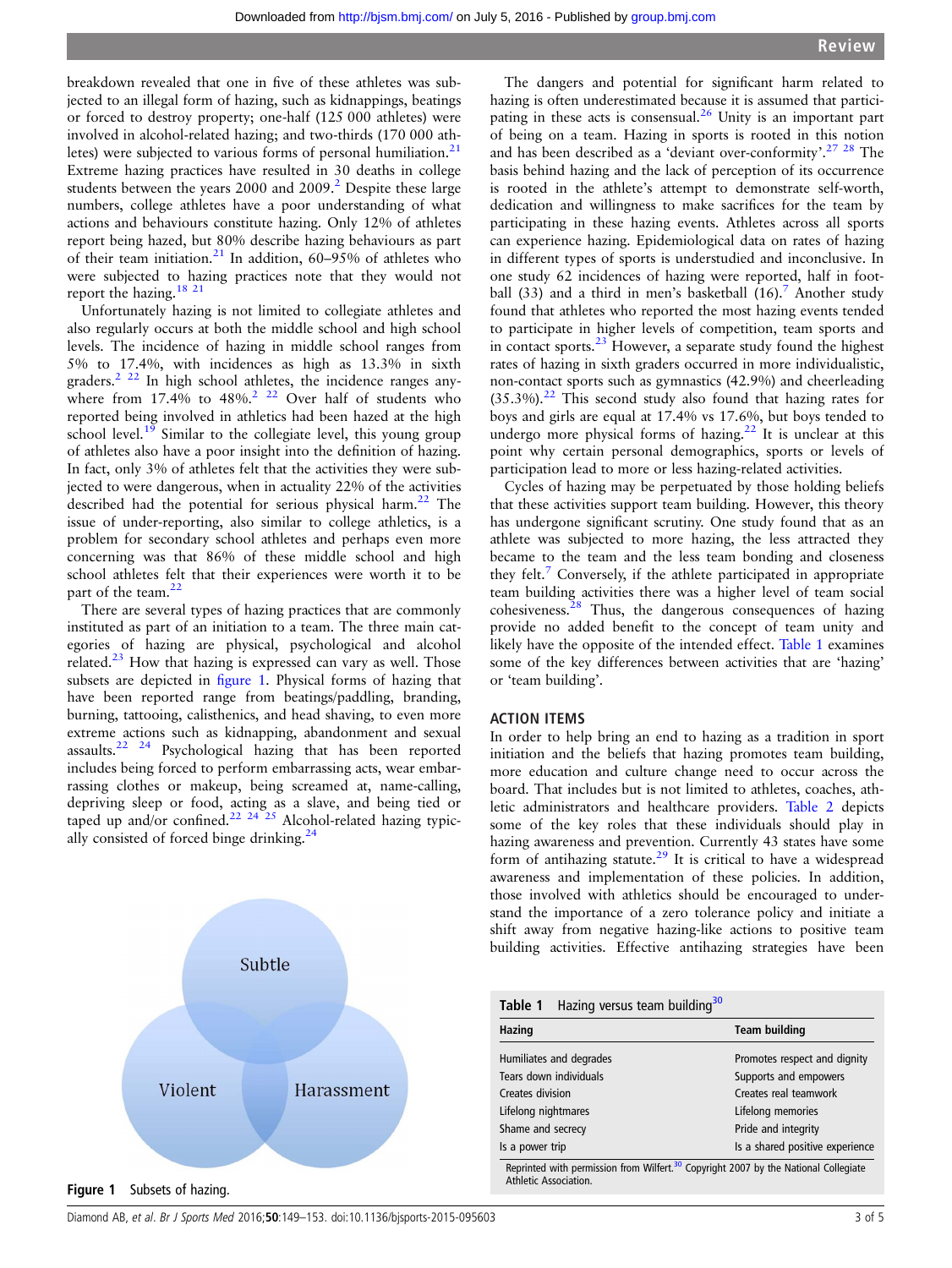breakdown revealed that one in five of these athletes was subjected to an illegal form of hazing, such as kidnappings, beatings or forced to destroy property; one-half (125 000 athletes) were involved in alcohol-related hazing; and two-thirds (170 000 athletes) were subjected to various forms of personal humiliation.[21] Extreme hazing practices have resulted in 30 deaths in college students between the years 2000 and 2009.[2] Despite these large numbers, college athletes have a poor understanding of what actions and behaviours constitute hazing. Only 12% of athletes report being hazed, but 80% describe hazing behaviours as part of their team initiation.[21] In addition, 60–95% of athletes who were subjected to hazing practices note that they would not report the hazing.[18 21]

Unfortunately hazing is not limited to collegiate athletes and also regularly occurs at both the middle school and high school levels. The incidence of hazing in middle school ranges from 5% to 17.4%, with incidences as high as 13.3% in sixth graders.[2 22] In high school athletes, the incidence ranges anywhere from 17.4% to 48%.[2 22] Over half of students who reported being involved in athletics had been hazed at the high school level.[19] Similar to the collegiate level, this young group of athletes also have a poor insight into the definition of hazing. In fact, only 3% of athletes felt that the activities they were subjected to were dangerous, when in actuality 22% of the activities described had the potential for serious physical harm.[22] The issue of under-reporting, also similar to college athletics, is a problem for secondary school athletes and perhaps even more concerning was that 86% of these middle school and high school athletes felt that their experiences were worth it to be part of the team.[22]

There are several types of hazing practices that are commonly instituted as part of an initiation to a team. The three main categories of hazing are physical, psychological and alcohol related.[23] How that hazing is expressed can vary as well. Those subsets are depicted in figure 1. Physical forms of hazing that have been reported range from beatings/paddling, branding, burning, tattooing, calisthenics, and head shaving, to even more extreme actions such as kidnapping, abandonment and sexual assaults.[22 24] Psychological hazing that has been reported includes being forced to perform embarrassing acts, wear embarrassing clothes or makeup, being screamed at, name-calling, depriving sleep or food, acting as a slave, and being tied or taped up and/or confined.[22 24 25] Alcohol-related hazing typically consisted of forced binge drinking.[24]

Subtle

Violent

Harassment

**Figure 1** Subsets of hazing.

The dangers and potential for significant harm related to hazing is often underestimated because it is assumed that participating in these acts is consensual.[26] Unity is an important part of being on a team. Hazing in sports is rooted in this notion and has been described as a 'deviant over-conformity'.[27 28] The basis behind hazing and the lack of perception of its occurrence is rooted in the athlete's attempt to demonstrate self-worth, dedication and willingness to make sacrifices for the team by participating in these hazing events. Athletes across all sports can experience hazing. Epidemiological data on rates of hazing in different types of sports is understudied and inconclusive. In one study 62 incidences of hazing were reported, half in football (33) and a third in men's basketball (16).[7] Another study found that athletes who reported the most hazing events tended to participate in higher levels of competition, team sports and in contact sports.[23] However, a separate study found the highest rates of hazing in sixth graders occurred in more individualistic, non-contact sports such as gymnastics (42.9%) and cheerleading (35.3%).[22] This second study also found that hazing rates for boys and girls are equal at 17.4% vs 17.6%, but boys tended to undergo more physical forms of hazing.[22] It is unclear at this point why certain personal demographics, sports or levels of participation lead to more or less hazing-related activities.

Cycles of hazing may be perpetuated by those holding beliefs that these activities support team building. However, this theory has undergone significant scrutiny. One study found that as an athlete was subjected to more hazing, the less attracted they became to the team and the less team bonding and closeness they felt.[7] Conversely, if the athlete participated in appropriate team building activities there was a higher level of team social cohesiveness.[28] Thus, the dangerous consequences of hazing provide no added benefit to the concept of team unity and likely have the opposite of the intended effect. Table 1 examines some of the key differences between activities that are 'hazing' or 'team building'.

## ACTION ITEMS

In order to help bring an end to hazing as a tradition in sport initiation and the beliefs that hazing promotes team building, more education and culture change need to occur across the board. That includes but is not limited to athletes, coaches, athletic administrators and healthcare providers. Table 2 depicts some of the key roles that these individuals should play in hazing awareness and prevention. Currently 43 states have some form of antihazing statute.[29] It is critical to have a widespread awareness and implementation of these policies. In addition, those involved with athletics should be encouraged to understand the importance of a zero tolerance policy and initiate a shift away from negative hazing-like actions to positive team building activities. Effective antihazing strategies have been

**Table 1** Hazing versus team building[30]

| Hazing | Team building |
|---|---|
| Humiliates and degrades | Promotes respect and dignity |
| Tears down individuals | Supports and empowers |
| Creates division | Creates real teamwork |
| Lifelong nightmares | Lifelong memories |
| Shame and secrecy | Pride and integrity |
| Is a power trip | Is a shared positive experience |

Reprinted with permission from Wilfert.[30] Copyright 2007 by the National Collegiate Athletic Association.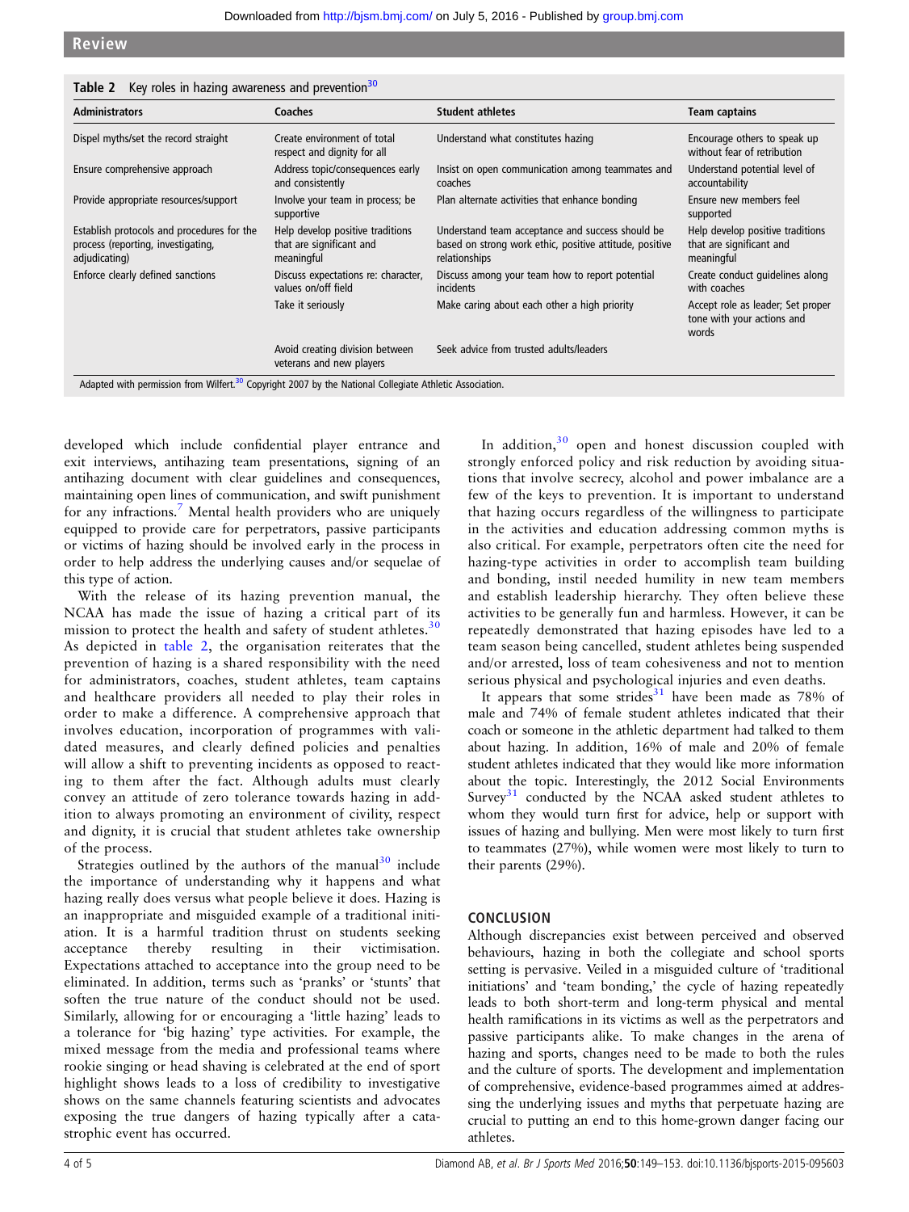**Table 2** Key roles in hazing awareness and prevention[30]

| Administrators | Coaches | Student athletes | Team captains |
|---|---|---|---|
| Dispel myths/set the record straight | Create environment of total respect and dignity for all | Understand what constitutes hazing | Encourage others to speak up without fear of retribution |
| Ensure comprehensive approach | Address topic/consequences early and consistently | Insist on open communication among teammates and coaches | Understand potential level of accountability |
| Provide appropriate resources/support | Involve your team in process; be supportive | Plan alternate activities that enhance bonding | Ensure new members feel supported |
| Establish protocols and procedures for the process (reporting, investigating, adjudicating) | Help develop positive traditions that are significant and meaningful | Understand team acceptance and success should be based on strong work ethic, positive attitude, positive relationships | Help develop positive traditions that are significant and meaningful |
| Enforce clearly defined sanctions | Discuss expectations re: character, values on/off field | Discuss among your team how to report potential incidents | Create conduct guidelines along with coaches |
| | Take it seriously | Make caring about each other a high priority | Accept role as leader; Set proper tone with your actions and words |
| | Avoid creating division between veterans and new players | Seek advice from trusted adults/leaders | |

Adapted with permission from Wilfert.[30] Copyright 2007 by the National Collegiate Athletic Association.

developed which include confidential player entrance and exit interviews, antihazing team presentations, signing of an antihazing document with clear guidelines and consequences, maintaining open lines of communication, and swift punishment for any infractions.[7] Mental health providers who are uniquely equipped to provide care for perpetrators, passive participants or victims of hazing should be involved early in the process in order to help address the underlying causes and/or sequelae of this type of action.

With the release of its hazing prevention manual, the NCAA has made the issue of hazing a critical part of its mission to protect the health and safety of student athletes.[30] As depicted in table 2, the organisation reiterates that the prevention of hazing is a shared responsibility with the need for administrators, coaches, student athletes, team captains and healthcare providers all needed to play their roles in order to make a difference. A comprehensive approach that involves education, incorporation of programmes with validated measures, and clearly defined policies and penalties will allow a shift to preventing incidents as opposed to reacting to them after the fact. Although adults must clearly convey an attitude of zero tolerance towards hazing in addition to always promoting an environment of civility, respect and dignity, it is crucial that student athletes take ownership of the process.

Strategies outlined by the authors of the manual[30] include the importance of understanding why it happens and what hazing really does versus what people believe it does. Hazing is an inappropriate and misguided example of a traditional initiation. It is a harmful tradition thrust on students seeking acceptance thereby resulting in their victimisation. Expectations attached to acceptance into the group need to be eliminated. In addition, terms such as 'pranks' or 'stunts' that soften the true nature of the conduct should not be used. Similarly, allowing for or encouraging a 'little hazing' leads to a tolerance for 'big hazing' type activities. For example, the mixed message from the media and professional teams where rookie singing or head shaving is celebrated at the end of sport highlight shows leads to a loss of credibility to investigative shows on the same channels featuring scientists and advocates exposing the true dangers of hazing typically after a catastrophic event has occurred.

In addition,[30] open and honest discussion coupled with strongly enforced policy and risk reduction by avoiding situations that involve secrecy, alcohol and power imbalance are a few of the keys to prevention. It is important to understand that hazing occurs regardless of the willingness to participate in the activities and education addressing common myths is also critical. For example, perpetrators often cite the need for hazing-type activities in order to accomplish team building and bonding, instil needed humility in new team members and establish leadership hierarchy. They often believe these activities to be generally fun and harmless. However, it can be repeatedly demonstrated that hazing episodes have led to a team season being cancelled, student athletes being suspended and/or arrested, loss of team cohesiveness and not to mention serious physical and psychological injuries and even deaths.

It appears that some strides[31] have been made as 78% of male and 74% of female student athletes indicated that their coach or someone in the athletic department had talked to them about hazing. In addition, 16% of male and 20% of female student athletes indicated that they would like more information about the topic. Interestingly, the 2012 Social Environments Survey[31] conducted by the NCAA asked student athletes to whom they would turn first for advice, help or support with issues of hazing and bullying. Men were most likely to turn first to teammates (27%), while women were most likely to turn to their parents (29%).

## CONCLUSION

Although discrepancies exist between perceived and observed behaviours, hazing in both the collegiate and school sports setting is pervasive. Veiled in a misguided culture of 'traditional initiations' and 'team bonding,' the cycle of hazing repeatedly leads to both short-term and long-term physical and mental health ramifications in its victims as well as the perpetrators and passive participants alike. To make changes in the arena of hazing and sports, changes need to be made to both the rules and the culture of sports. The development and implementation of comprehensive, evidence-based programmes aimed at addressing the underlying issues and myths that perpetuate hazing are crucial to putting an end to this home-grown danger facing our athletes.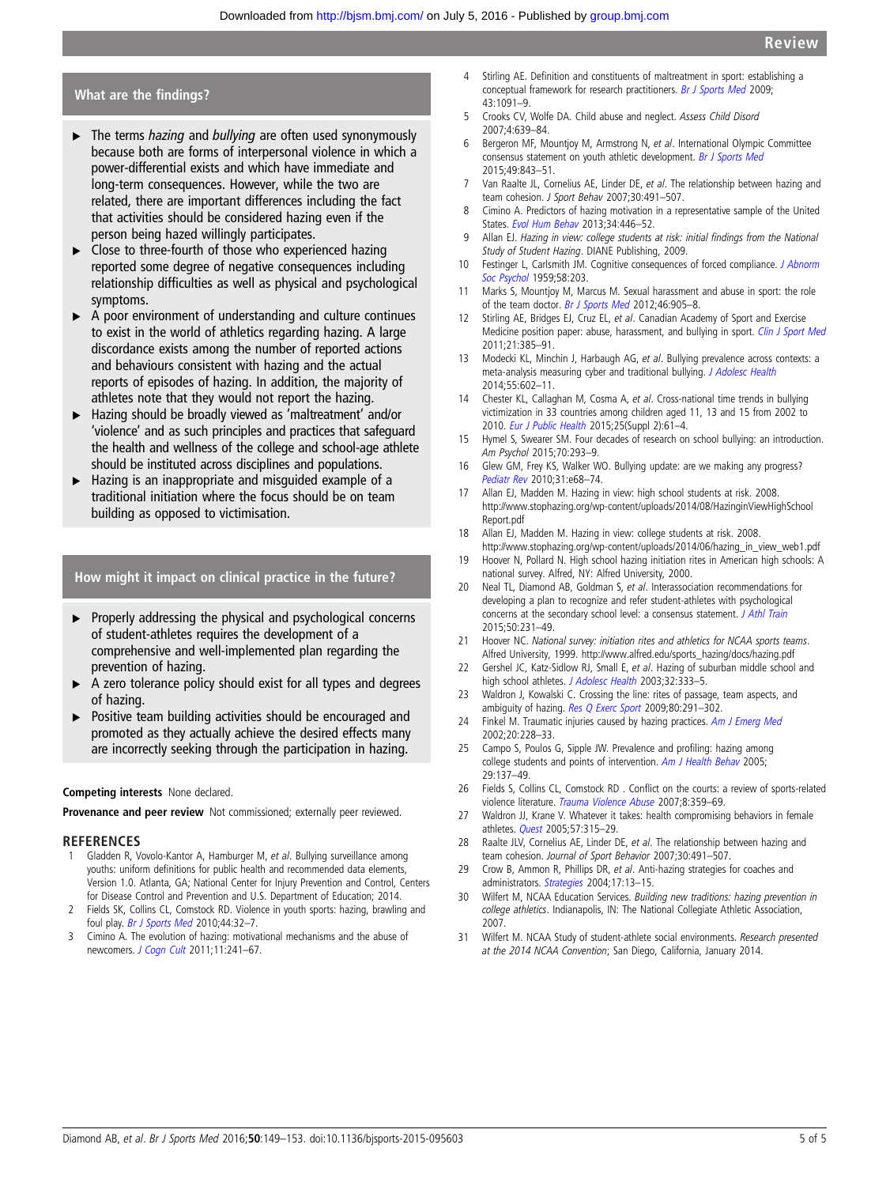## What are the findings?

- The terms *hazing* and *bullying* are often used synonymously because both are forms of interpersonal violence in which a power-differential exists and which have immediate and long-term consequences. However, while the two are related, there are important differences including the fact that activities should be considered hazing even if the person being hazed willingly participates.
- Close to three-fourth of those who experienced hazing reported some degree of negative consequences including relationship difficulties as well as physical and psychological symptoms.
- A poor environment of understanding and culture continues to exist in the world of athletics regarding hazing. A large discordance exists among the number of reported actions and behaviours consistent with hazing and the actual reports of episodes of hazing. In addition, the majority of athletes note that they would not report the hazing.
- Hazing should be broadly viewed as 'maltreatment' and/or 'violence' and as such principles and practices that safeguard the health and wellness of the college and school-age athlete should be instituted across disciplines and populations.
- Hazing is an inappropriate and misguided example of a traditional initiation where the focus should be on team building as opposed to victimisation.

## How might it impact on clinical practice in the future?

- Properly addressing the physical and psychological concerns of student-athletes requires the development of a comprehensive and well-implemented plan regarding the prevention of hazing.
- A zero tolerance policy should exist for all types and degrees of hazing.
- Positive team building activities should be encouraged and promoted as they actually achieve the desired effects many are incorrectly seeking through the participation in hazing.

**Competing interests** None declared.

**Provenance and peer review** Not commissioned; externally peer reviewed.

## REFERENCES

1. Gladden R, Vovolo-Kantor A, Hamburger M, *et al*. Bullying surveillance among youths: uniform definitions for public health and recommended data elements, Version 1.0. Atlanta, GA; National Center for Injury Prevention and Control, Centers for Disease Control and Prevention and U.S. Department of Education; 2014.
2. Fields SK, Collins CL, Comstock RD. Violence in youth sports: hazing, brawling and foul play. *Br J Sports Med* 2010;44:32–7.
3. Cimino A. The evolution of hazing: motivational mechanisms and the abuse of newcomers. *J Cogn Cult* 2011;11:241–67.
4. Stirling AE. Definition and constituents of maltreatment in sport: establishing a conceptual framework for research practitioners. *Br J Sports Med* 2009; 43:1091–9.
5. Crooks CV, Wolfe DA. Child abuse and neglect. *Assess Child Disord* 2007;4:639–84.
6. Bergeron MF, Mountjoy M, Armstrong N, *et al*. International Olympic Committee consensus statement on youth athletic development. *Br J Sports Med* 2015;49:843–51.
7. Van Raalte JL, Cornelius AE, Linder DE, *et al*. The relationship between hazing and team cohesion. *J Sport Behav* 2007;30:491–507.
8. Cimino A. Predictors of hazing motivation in a representative sample of the United States. *Evol Hum Behav* 2013;34:446–52.
9. Allan EJ. *Hazing in view: college students at risk: initial findings from the National Study of Student Hazing*. DIANE Publishing, 2009.
10. Festinger L, Carlsmith JM. Cognitive consequences of forced compliance. *J Abnorm Soc Psychol* 1959;58:203.
11. Marks S, Mountjoy M, Marcus M. Sexual harassment and abuse in sport: the role of the team doctor. *Br J Sports Med* 2012;46:905–8.
12. Stirling AE, Bridges EJ, Cruz EL, *et al*. Canadian Academy of Sport and Exercise Medicine position paper: abuse, harassment, and bullying in sport. *Clin J Sport Med* 2011;21:385–91.
13. Modecki KL, Minchin J, Harbaugh AG, *et al*. Bullying prevalence across contexts: a meta-analysis measuring cyber and traditional bullying. *J Adolesc Health* 2014;55:602–11.
14. Chester KL, Callaghan M, Cosma A, *et al*. Cross-national time trends in bullying victimization in 33 countries among children aged 11, 13 and 15 from 2002 to 2010. *Eur J Public Health* 2015;25(Suppl 2):61–4.
15. Hymel S, Swearer SM. Four decades of research on school bullying: an introduction. *Am Psychol* 2015;70:293–9.
16. Glew GM, Frey KS, Walker WO. Bullying update: are we making any progress? *Pediatr Rev* 2010;31:e68–74.
17. Allan EJ, Madden M. Hazing in view: high school students at risk. 2008. http://www.stophazing.org/wp-content/uploads/2014/08/HazinginViewHighSchoolReport.pdf
18. Allan EJ, Madden M. Hazing in view: college students at risk. 2008. http://www.stophazing.org/wp-content/uploads/2014/06/hazing_in_view_web1.pdf
19. Hoover N, Pollard N. High school hazing initiation rites in American high schools: A national survey. Alfred, NY: Alfred University, 2000.
20. Neal TL, Diamond AB, Goldman S, *et al*. Interassociation recommendations for developing a plan to recognize and refer student-athletes with psychological concerns at the secondary school level: a consensus statement. *J Athl Train* 2015;50:231–49.
21. Hoover NC. *National survey: initiation rites and athletics for NCAA sports teams*. Alfred University, 1999. http://www.alfred.edu/sports_hazing/docs/hazing.pdf
22. Gershel JC, Katz-Sidlow RJ, Small E, *et al*. Hazing of suburban middle school and high school athletes. *J Adolesc Health* 2003;32:333–5.
23. Waldron J, Kowalski C. Crossing the line: rites of passage, team aspects, and ambiguity of hazing. *Res Q Exerc Sport* 2009;80:291–302.
24. Finkel M. Traumatic injuries caused by hazing practices. *Am J Emerg Med* 2002;20:228–33.
25. Campo S, Poulos G, Sipple JW. Prevalence and profiling: hazing among college students and points of intervention. *Am J Health Behav* 2005; 29:137–49.
26. Fields S, Collins CL, Comstock RD . Conflict on the courts: a review of sports-related violence literature. *Trauma Violence Abuse* 2007;8:359–69.
27. Waldron JJ, Krane V. Whatever it takes: health compromising behaviors in female athletes. *Quest* 2005;57:315–29.
28. Raalte JLV, Cornelius AE, Linder DE, *et al*. The relationship between hazing and team cohesion. *Journal of Sport Behavior* 2007;30:491–507.
29. Crow B, Ammon R, Phillips DR, *et al*. Anti-hazing strategies for coaches and administrators. *Strategies* 2004;17:13–15.
30. Wilfert M, NCAA Education Services. *Building new traditions: hazing prevention in college athletics*. Indianapolis, IN: The National Collegiate Athletic Association, 2007.
31. Wilfert M. NCAA Study of student-athlete social environments. *Research presented at the 2014 NCAA Convention*; San Diego, California, January 2014.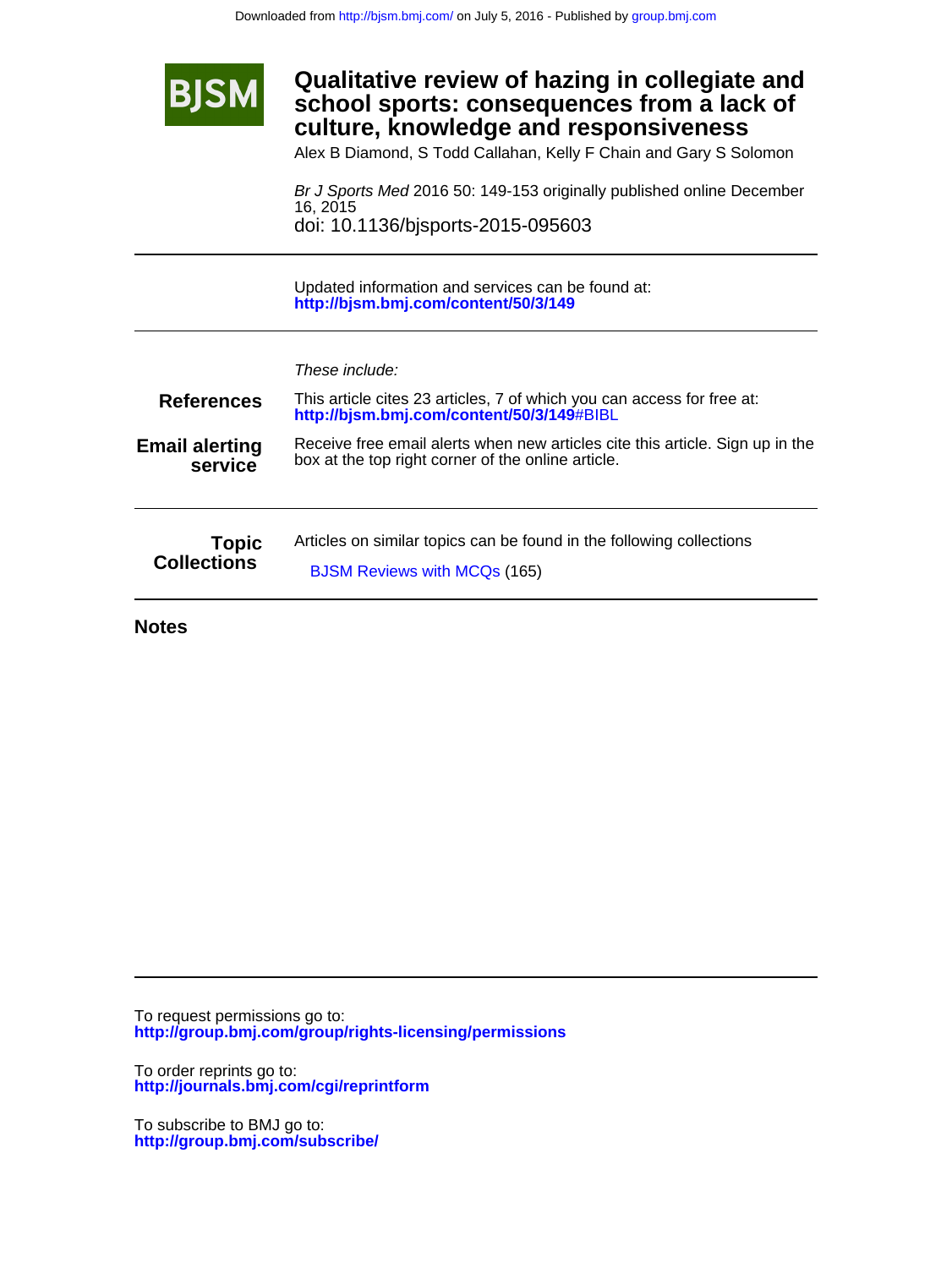Downloaded from http://bjsm.bmj.com/ on July 5, 2016 - Published by group.bmj.com

BJSM

# Qualitative review of hazing in collegiate and school sports: consequences from a lack of culture, knowledge and responsiveness

Alex B Diamond, S Todd Callahan, Kelly F Chain and Gary S Solomon

*Br J Sports Med* 2016 50: 149-153 originally published online December 16, 2015

doi: 10.1136/bjsports-2015-095603

Updated information and services can be found at:
**http://bjsm.bmj.com/content/50/3/149**

*These include:*

| | |
|---|---|
| **References** | This article cites 23 articles, 7 of which you can access for free at: **http://bjsm.bmj.com/content/50/3/149**#BIBL |
| **Email alerting service** | Receive free email alerts when new articles cite this article. Sign up in the box at the top right corner of the online article. |
| **Topic Collections** | Articles on similar topics can be found in the following collections<br>BJSM Reviews with MCQs (165) |

## Notes

To request permissions go to:
**http://group.bmj.com/group/rights-licensing/permissions**

To order reprints go to:
**http://journals.bmj.com/cgi/reprintform**

To subscribe to BMJ go to:
**http://group.bmj.com/subscribe/**